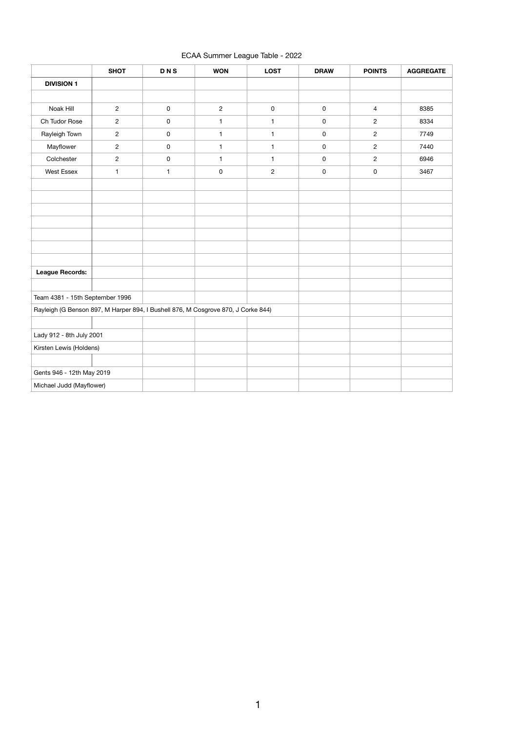ECAA Summer League Table - 2022

| | SHOT | D N S | WON | LOST | DRAW | POINTS | AGGREGATE |
|---|---|---|---|---|---|---|---|
| **DIVISION 1** | | | | | | | |
| | | | | | | | |
| Noak Hill | 2 | 0 | 2 | 0 | 0 | 4 | 8385 |
| Ch Tudor Rose | 2 | 0 | 1 | 1 | 0 | 2 | 8334 |
| Rayleigh Town | 2 | 0 | 1 | 1 | 0 | 2 | 7749 |
| Mayflower | 2 | 0 | 1 | 1 | 0 | 2 | 7440 |
| Colchester | 2 | 0 | 1 | 1 | 0 | 2 | 6946 |
| West Essex | 1 | 1 | 0 | 2 | 0 | 0 | 3467 |

**League Records:**

Team 4381 - 15th September 1996

Rayleigh (G Benson 897, M Harper 894, I Bushell 876, M Cosgrove 870, J Corke 844)

Lady 912 - 8th July 2001

Kirsten Lewis (Holdens)

Gents 946 - 12th May 2019

Michael Judd (Mayflower)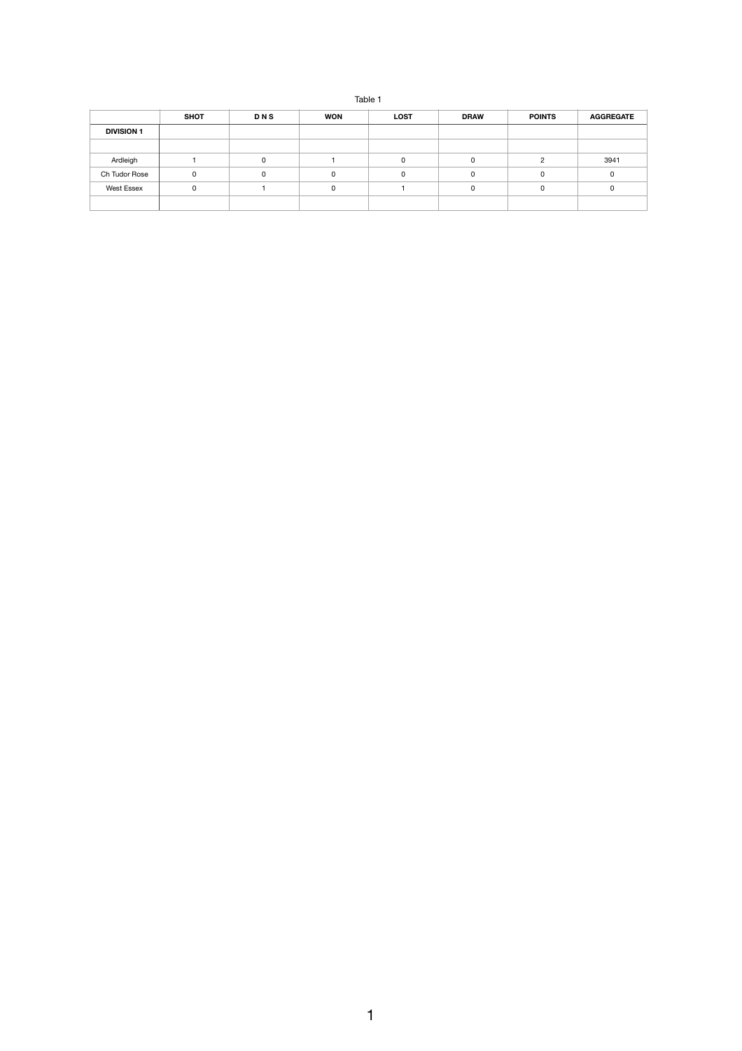Table 1

| | SHOT | D N S | WON | LOST | DRAW | POINTS | AGGREGATE |
|---|---|---|---|---|---|---|---|
| **DIVISION 1** | | | | | | | |
| | | | | | | | |
| Ardleigh | 1 | 0 | 1 | 0 | 0 | 2 | 3941 |
| Ch Tudor Rose | 0 | 0 | 0 | 0 | 0 | 0 | 0 |
| West Essex | 0 | 1 | 0 | 1 | 0 | 0 | 0 |
| | | | | | | | |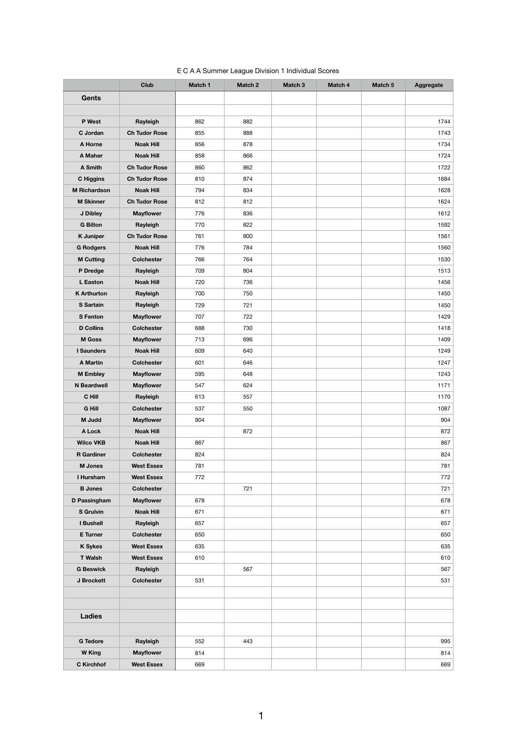E C A A Summer League Division 1 Individual Scores

| | Club | Match 1 | Match 2 | Match 3 | Match 4 | Match 5 | Aggregate |
|---|---|---|---|---|---|---|---|
| **Gents** | | | | | | | |
| | | | | | | | |
| P West | Rayleigh | 862 | 882 | | | | 1744 |
| C Jordan | Ch Tudor Rose | 855 | 888 | | | | 1743 |
| A Horne | Noak Hill | 856 | 878 | | | | 1734 |
| A Maher | Noak Hill | 858 | 866 | | | | 1724 |
| A Smith | Ch Tudor Rose | 860 | 862 | | | | 1722 |
| C Higgins | Ch Tudor Rose | 810 | 874 | | | | 1684 |
| M Richardson | Noak Hill | 794 | 834 | | | | 1628 |
| M Skinner | Ch Tudor Rose | 812 | 812 | | | | 1624 |
| J Dibley | Mayflower | 776 | 836 | | | | 1612 |
| G Bilton | Rayleigh | 770 | 822 | | | | 1592 |
| K Juniper | Ch Tudor Rose | 761 | 800 | | | | 1561 |
| G Rodgers | Noak Hill | 776 | 784 | | | | 1560 |
| M Cutting | Colchester | 766 | 764 | | | | 1530 |
| P Dredge | Rayleigh | 709 | 804 | | | | 1513 |
| L Easton | Noak Hill | 720 | 736 | | | | 1456 |
| K Arthurton | Rayleigh | 700 | 750 | | | | 1450 |
| S Sartain | Rayleigh | 729 | 721 | | | | 1450 |
| S Fenton | Mayflower | 707 | 722 | | | | 1429 |
| D Collins | Colchester | 688 | 730 | | | | 1418 |
| M Goss | Mayflower | 713 | 696 | | | | 1409 |
| I Saunders | Noak Hill | 609 | 640 | | | | 1249 |
| A Martin | Colchester | 601 | 646 | | | | 1247 |
| M Embley | Mayflower | 595 | 648 | | | | 1243 |
| N Beardwell | Mayflower | 547 | 624 | | | | 1171 |
| C Hill | Rayleigh | 613 | 557 | | | | 1170 |
| G Hill | Colchester | 537 | 550 | | | | 1087 |
| M Judd | Mayflower | 904 | | | | | 904 |
| A Lock | Noak Hill | | 872 | | | | 872 |
| Wilco VKB | Noak Hill | 867 | | | | | 867 |
| R Gardiner | Colchester | 824 | | | | | 824 |
| M Jones | West Essex | 781 | | | | | 781 |
| I Hursham | West Essex | 772 | | | | | 772 |
| B Jones | Colchester | | 721 | | | | 721 |
| D Passingham | Mayflower | 678 | | | | | 678 |
| S Grulvin | Noak Hill | 671 | | | | | 671 |
| I Bushell | Rayleigh | 657 | | | | | 657 |
| E Turner | Colchester | 650 | | | | | 650 |
| K Sykes | West Essex | 635 | | | | | 635 |
| T Walsh | West Essex | 610 | | | | | 610 |
| G Beswick | Rayleigh | | 567 | | | | 567 |
| J Brockett | Colchester | 531 | | | | | 531 |
| | | | | | | | |
| | | | | | | | |
| **Ladies** | | | | | | | |
| | | | | | | | |
| G Tedore | Rayleigh | 552 | 443 | | | | 995 |
| W King | Mayflower | 814 | | | | | 814 |
| C Kirchhof | West Essex | 669 | | | | | 669 |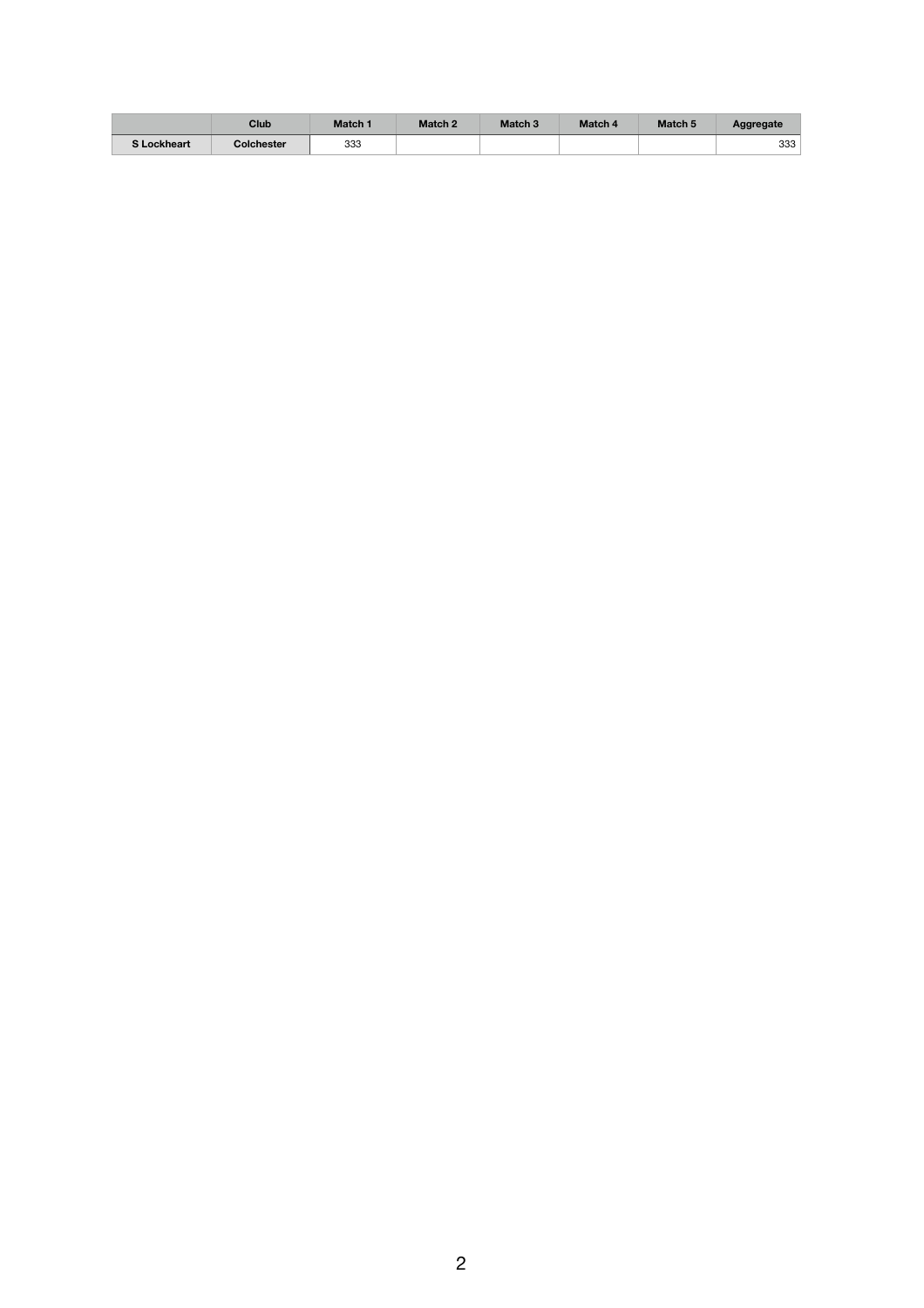| | Club | Match 1 | Match 2 | Match 3 | Match 4 | Match 5 | Aggregate |
|---|---|---|---|---|---|---|---|
| **S Lockheart** | **Colchester** | 333 | | | | | 333 |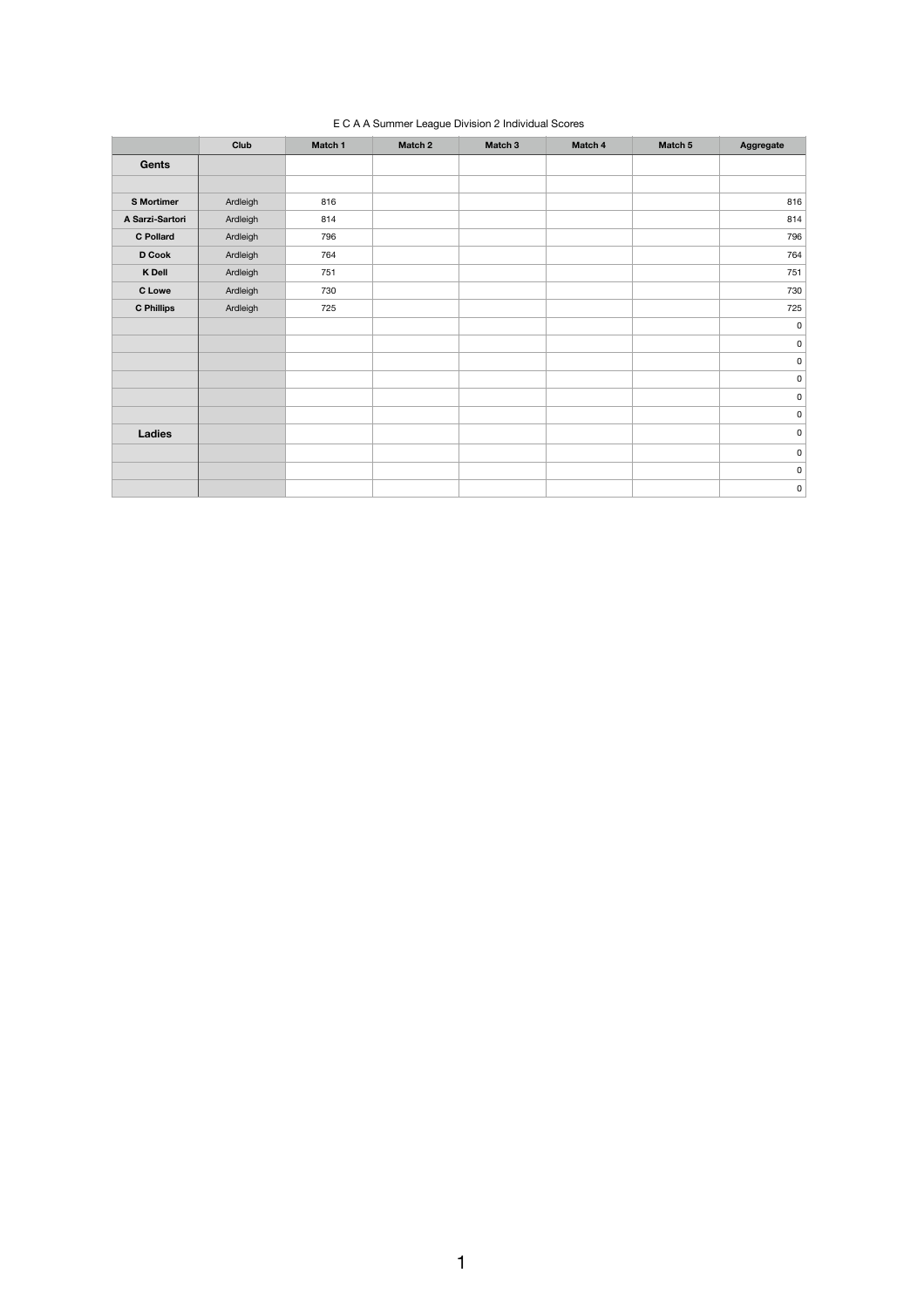E C A A Summer League Division 2 Individual Scores

| | Club | Match 1 | Match 2 | Match 3 | Match 4 | Match 5 | Aggregate |
|---|---|---|---|---|---|---|---|
| **Gents** | | | | | | | |
| | | | | | | | |
| **S Mortimer** | Ardleigh | 816 | | | | | 816 |
| **A Sarzi-Sartori** | Ardleigh | 814 | | | | | 814 |
| **C Pollard** | Ardleigh | 796 | | | | | 796 |
| **D Cook** | Ardleigh | 764 | | | | | 764 |
| **K Dell** | Ardleigh | 751 | | | | | 751 |
| **C Lowe** | Ardleigh | 730 | | | | | 730 |
| **C Phillips** | Ardleigh | 725 | | | | | 725 |
| | | | | | | | 0 |
| | | | | | | | 0 |
| | | | | | | | 0 |
| | | | | | | | 0 |
| | | | | | | | 0 |
| | | | | | | | 0 |
| **Ladies** | | | | | | | 0 |
| | | | | | | | 0 |
| | | | | | | | 0 |
| | | | | | | | 0 |